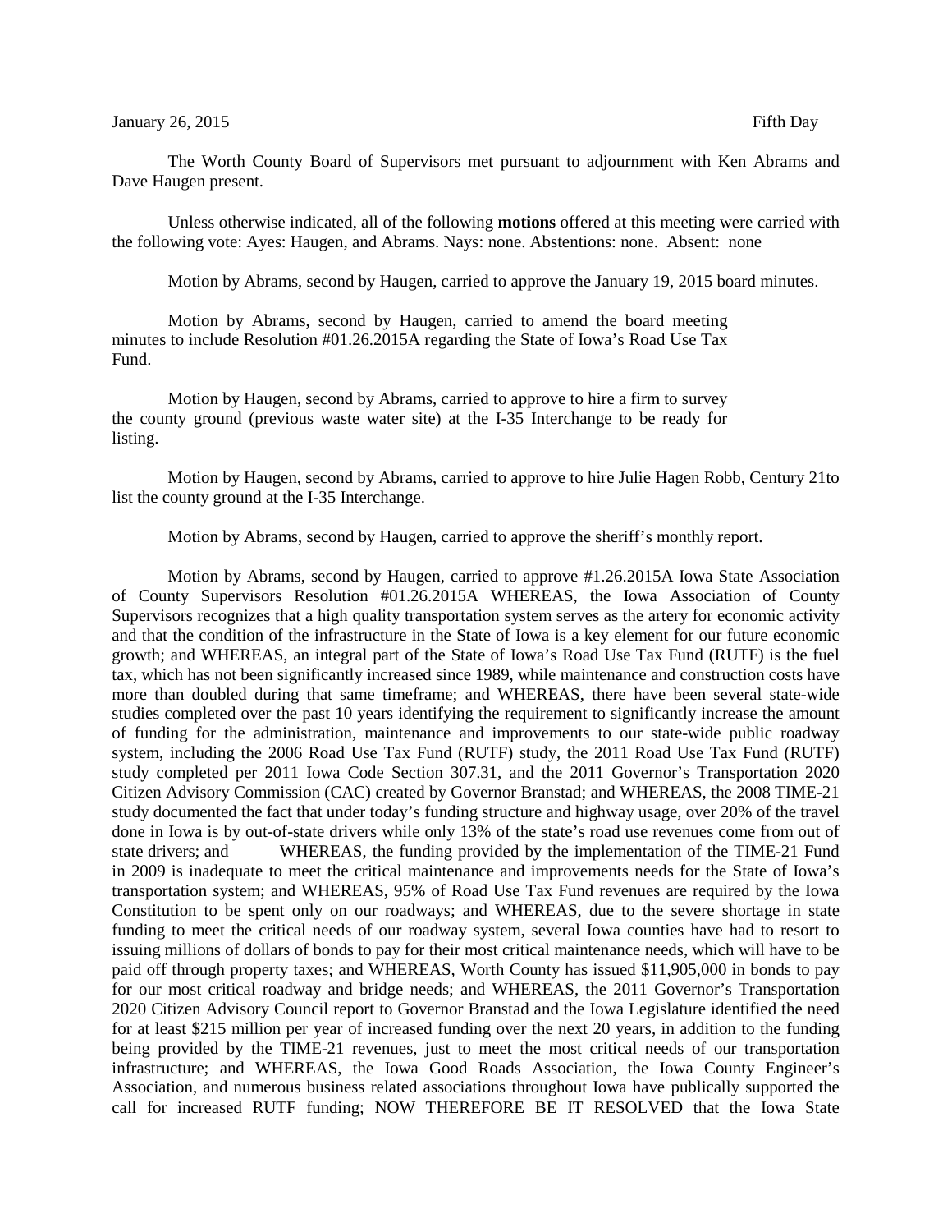January 26, 2015 Fifth Day

The Worth County Board of Supervisors met pursuant to adjournment with Ken Abrams and Dave Haugen present.

Unless otherwise indicated, all of the following **motions** offered at this meeting were carried with the following vote: Ayes: Haugen, and Abrams. Nays: none. Abstentions: none. Absent: none

Motion by Abrams, second by Haugen, carried to approve the January 19, 2015 board minutes.

Motion by Abrams, second by Haugen, carried to amend the board meeting minutes to include Resolution #01.26.2015A regarding the State of Iowa's Road Use Tax Fund.

Motion by Haugen, second by Abrams, carried to approve to hire a firm to survey the county ground (previous waste water site) at the I-35 Interchange to be ready for listing.

Motion by Haugen, second by Abrams, carried to approve to hire Julie Hagen Robb, Century 21to list the county ground at the I-35 Interchange.

Motion by Abrams, second by Haugen, carried to approve the sheriff's monthly report.

Motion by Abrams, second by Haugen, carried to approve #1.26.2015A Iowa State Association of County Supervisors Resolution #01.26.2015A WHEREAS, the Iowa Association of County Supervisors recognizes that a high quality transportation system serves as the artery for economic activity and that the condition of the infrastructure in the State of Iowa is a key element for our future economic growth; and WHEREAS, an integral part of the State of Iowa's Road Use Tax Fund (RUTF) is the fuel tax, which has not been significantly increased since 1989, while maintenance and construction costs have more than doubled during that same timeframe; and WHEREAS, there have been several state-wide studies completed over the past 10 years identifying the requirement to significantly increase the amount of funding for the administration, maintenance and improvements to our state-wide public roadway system, including the 2006 Road Use Tax Fund (RUTF) study, the 2011 Road Use Tax Fund (RUTF) study completed per 2011 Iowa Code Section 307.31, and the 2011 Governor's Transportation 2020 Citizen Advisory Commission (CAC) created by Governor Branstad; and WHEREAS, the 2008 TIME-21 study documented the fact that under today's funding structure and highway usage, over 20% of the travel done in Iowa is by out-of-state drivers while only 13% of the state's road use revenues come from out of state drivers; and WHEREAS, the funding provided by the implementation of the TIME-21 Fund in 2009 is inadequate to meet the critical maintenance and improvements needs for the State of Iowa's transportation system; and WHEREAS, 95% of Road Use Tax Fund revenues are required by the Iowa Constitution to be spent only on our roadways; and WHEREAS, due to the severe shortage in state funding to meet the critical needs of our roadway system, several Iowa counties have had to resort to issuing millions of dollars of bonds to pay for their most critical maintenance needs, which will have to be paid off through property taxes; and WHEREAS, Worth County has issued $11,905,000 in bonds to pay for our most critical roadway and bridge needs; and WHEREAS, the 2011 Governor's Transportation 2020 Citizen Advisory Council report to Governor Branstad and the Iowa Legislature identified the need for at least $215 million per year of increased funding over the next 20 years, in addition to the funding being provided by the TIME-21 revenues, just to meet the most critical needs of our transportation infrastructure; and WHEREAS, the Iowa Good Roads Association, the Iowa County Engineer's Association, and numerous business related associations throughout Iowa have publically supported the call for increased RUTF funding; NOW THEREFORE BE IT RESOLVED that the Iowa State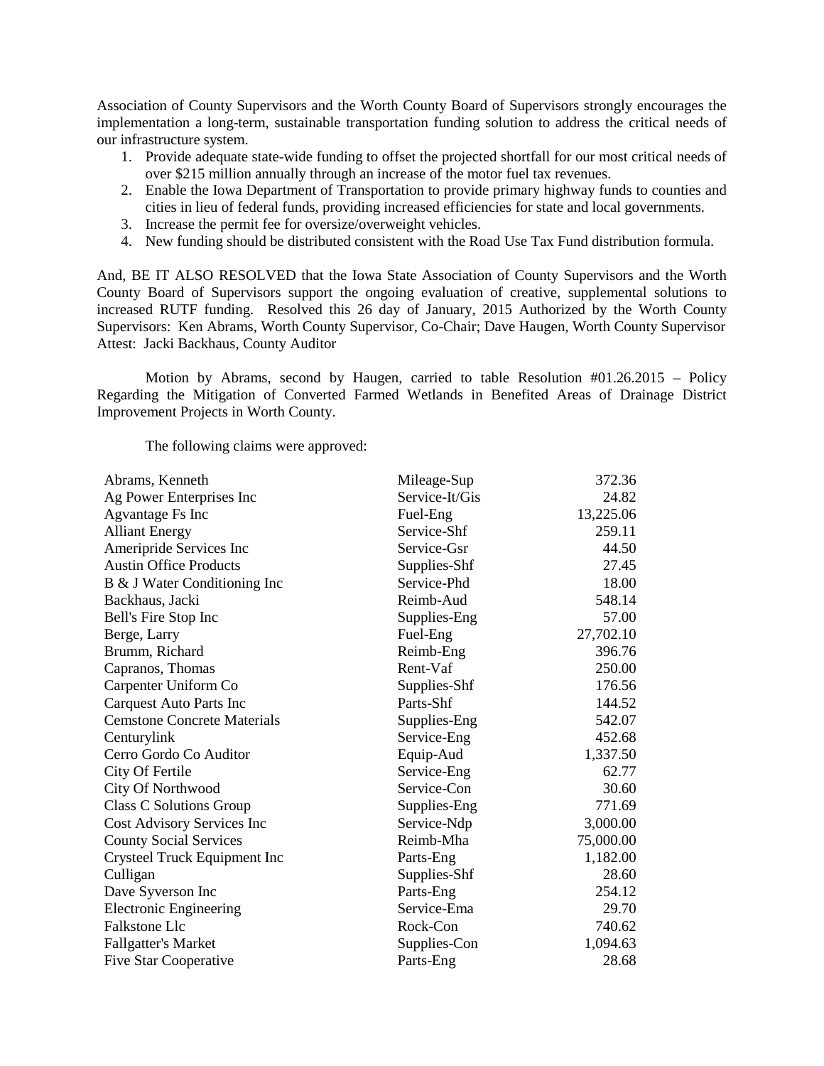Association of County Supervisors and the Worth County Board of Supervisors strongly encourages the implementation a long-term, sustainable transportation funding solution to address the critical needs of our infrastructure system.

1. Provide adequate state-wide funding to offset the projected shortfall for our most critical needs of over $215 million annually through an increase of the motor fuel tax revenues.
2. Enable the Iowa Department of Transportation to provide primary highway funds to counties and cities in lieu of federal funds, providing increased efficiencies for state and local governments.
3. Increase the permit fee for oversize/overweight vehicles.
4. New funding should be distributed consistent with the Road Use Tax Fund distribution formula.

And, BE IT ALSO RESOLVED that the Iowa State Association of County Supervisors and the Worth County Board of Supervisors support the ongoing evaluation of creative, supplemental solutions to increased RUTF funding. Resolved this 26 day of January, 2015 Authorized by the Worth County Supervisors: Ken Abrams, Worth County Supervisor, Co-Chair; Dave Haugen, Worth County Supervisor Attest: Jacki Backhaus, County Auditor

Motion by Abrams, second by Haugen, carried to table Resolution #01.26.2015 – Policy Regarding the Mitigation of Converted Farmed Wetlands in Benefited Areas of Drainage District Improvement Projects in Worth County.

The following claims were approved:

| | | |
|---|---|---|
| Abrams, Kenneth | Mileage-Sup | 372.36 |
| Ag Power Enterprises Inc | Service-It/Gis | 24.82 |
| Agvantage Fs Inc | Fuel-Eng | 13,225.06 |
| Alliant Energy | Service-Shf | 259.11 |
| Ameripride Services Inc | Service-Gsr | 44.50 |
| Austin Office Products | Supplies-Shf | 27.45 |
| B & J Water Conditioning Inc | Service-Phd | 18.00 |
| Backhaus, Jacki | Reimb-Aud | 548.14 |
| Bell's Fire Stop Inc | Supplies-Eng | 57.00 |
| Berge, Larry | Fuel-Eng | 27,702.10 |
| Brumm, Richard | Reimb-Eng | 396.76 |
| Capranos, Thomas | Rent-Vaf | 250.00 |
| Carpenter Uniform Co | Supplies-Shf | 176.56 |
| Carquest Auto Parts Inc | Parts-Shf | 144.52 |
| Cemstone Concrete Materials | Supplies-Eng | 542.07 |
| Centurylink | Service-Eng | 452.68 |
| Cerro Gordo Co Auditor | Equip-Aud | 1,337.50 |
| City Of Fertile | Service-Eng | 62.77 |
| City Of Northwood | Service-Con | 30.60 |
| Class C Solutions Group | Supplies-Eng | 771.69 |
| Cost Advisory Services Inc | Service-Ndp | 3,000.00 |
| County Social Services | Reimb-Mha | 75,000.00 |
| Crysteel Truck Equipment Inc | Parts-Eng | 1,182.00 |
| Culligan | Supplies-Shf | 28.60 |
| Dave Syverson Inc | Parts-Eng | 254.12 |
| Electronic Engineering | Service-Ema | 29.70 |
| Falkstone Llc | Rock-Con | 740.62 |
| Fallgatter's Market | Supplies-Con | 1,094.63 |
| Five Star Cooperative | Parts-Eng | 28.68 |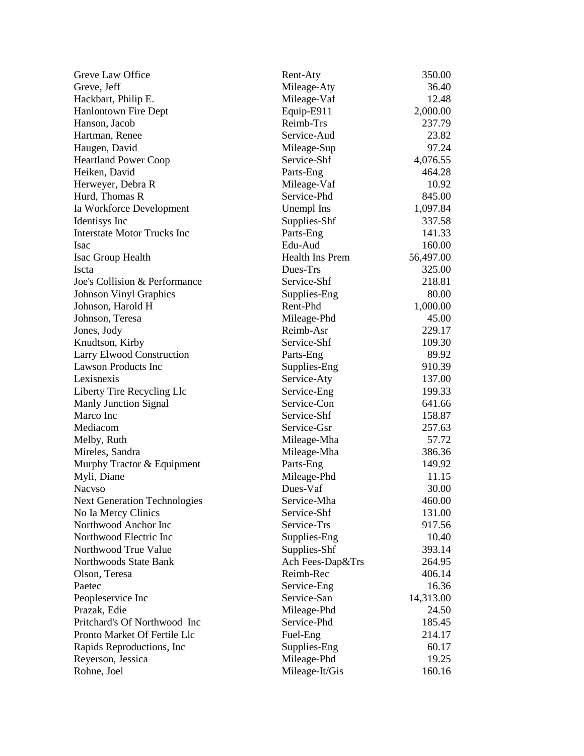| | | |
|---|---|---|
| Greve Law Office | Rent-Aty | 350.00 |
| Greve, Jeff | Mileage-Aty | 36.40 |
| Hackbart, Philip E. | Mileage-Vaf | 12.48 |
| Hanlontown Fire Dept | Equip-E911 | 2,000.00 |
| Hanson, Jacob | Reimb-Trs | 237.79 |
| Hartman, Renee | Service-Aud | 23.82 |
| Haugen, David | Mileage-Sup | 97.24 |
| Heartland Power Coop | Service-Shf | 4,076.55 |
| Heiken, David | Parts-Eng | 464.28 |
| Herweyer, Debra R | Mileage-Vaf | 10.92 |
| Hurd, Thomas R | Service-Phd | 845.00 |
| Ia Workforce Development | Unempl Ins | 1,097.84 |
| Identisys Inc | Supplies-Shf | 337.58 |
| Interstate Motor Trucks Inc | Parts-Eng | 141.33 |
| Isac | Edu-Aud | 160.00 |
| Isac Group Health | Health Ins Prem | 56,497.00 |
| Iscta | Dues-Trs | 325.00 |
| Joe's Collision & Performance | Service-Shf | 218.81 |
| Johnson Vinyl Graphics | Supplies-Eng | 80.00 |
| Johnson, Harold H | Rent-Phd | 1,000.00 |
| Johnson, Teresa | Mileage-Phd | 45.00 |
| Jones, Jody | Reimb-Asr | 229.17 |
| Knudtson, Kirby | Service-Shf | 109.30 |
| Larry Elwood Construction | Parts-Eng | 89.92 |
| Lawson Products Inc | Supplies-Eng | 910.39 |
| Lexisnexis | Service-Aty | 137.00 |
| Liberty Tire Recycling Llc | Service-Eng | 199.33 |
| Manly Junction Signal | Service-Con | 641.66 |
| Marco Inc | Service-Shf | 158.87 |
| Mediacom | Service-Gsr | 257.63 |
| Melby, Ruth | Mileage-Mha | 57.72 |
| Mireles, Sandra | Mileage-Mha | 386.36 |
| Murphy Tractor & Equipment | Parts-Eng | 149.92 |
| Myli, Diane | Mileage-Phd | 11.15 |
| Nacvso | Dues-Vaf | 30.00 |
| Next Generation Technologies | Service-Mha | 460.00 |
| No Ia Mercy Clinics | Service-Shf | 131.00 |
| Northwood Anchor Inc | Service-Trs | 917.56 |
| Northwood Electric Inc | Supplies-Eng | 10.40 |
| Northwood True Value | Supplies-Shf | 393.14 |
| Northwoods State Bank | Ach Fees-Dap&Trs | 264.95 |
| Olson, Teresa | Reimb-Rec | 406.14 |
| Paetec | Service-Eng | 16.36 |
| Peopleservice Inc | Service-San | 14,313.00 |
| Prazak, Edie | Mileage-Phd | 24.50 |
| Pritchard's Of Northwood Inc | Service-Phd | 185.45 |
| Pronto Market Of Fertile Llc | Fuel-Eng | 214.17 |
| Rapids Reproductions, Inc | Supplies-Eng | 60.17 |
| Reyerson, Jessica | Mileage-Phd | 19.25 |
| Rohne, Joel | Mileage-It/Gis | 160.16 |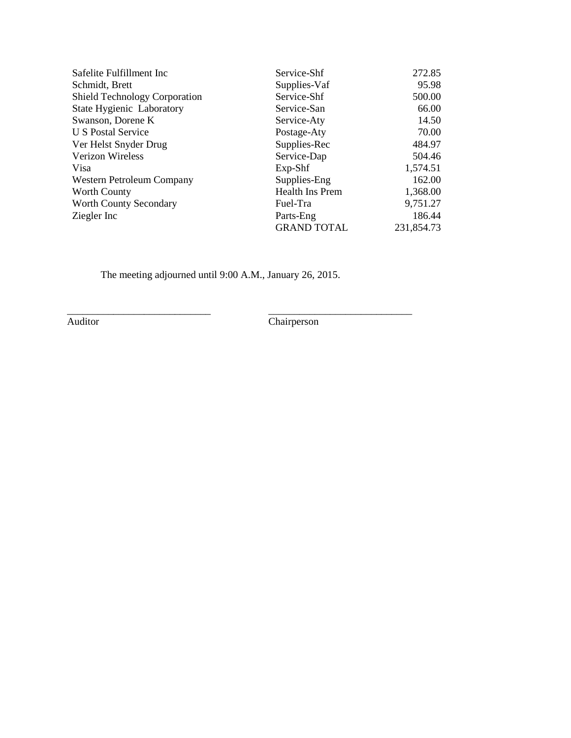| | | |
|---|---|---|
| Safelite Fulfillment Inc | Service-Shf | 272.85 |
| Schmidt, Brett | Supplies-Vaf | 95.98 |
| Shield Technology Corporation | Service-Shf | 500.00 |
| State Hygienic Laboratory | Service-San | 66.00 |
| Swanson, Dorene K | Service-Aty | 14.50 |
| U S Postal Service | Postage-Aty | 70.00 |
| Ver Helst Snyder Drug | Supplies-Rec | 484.97 |
| Verizon Wireless | Service-Dap | 504.46 |
| Visa | Exp-Shf | 1,574.51 |
| Western Petroleum Company | Supplies-Eng | 162.00 |
| Worth County | Health Ins Prem | 1,368.00 |
| Worth County Secondary | Fuel-Tra | 9,751.27 |
| Ziegler Inc | Parts-Eng | 186.44 |
| | GRAND TOTAL | 231,854.73 |

The meeting adjourned until 9:00 A.M., January 26, 2015.

____________________________ ____________________________

Auditor Chairperson